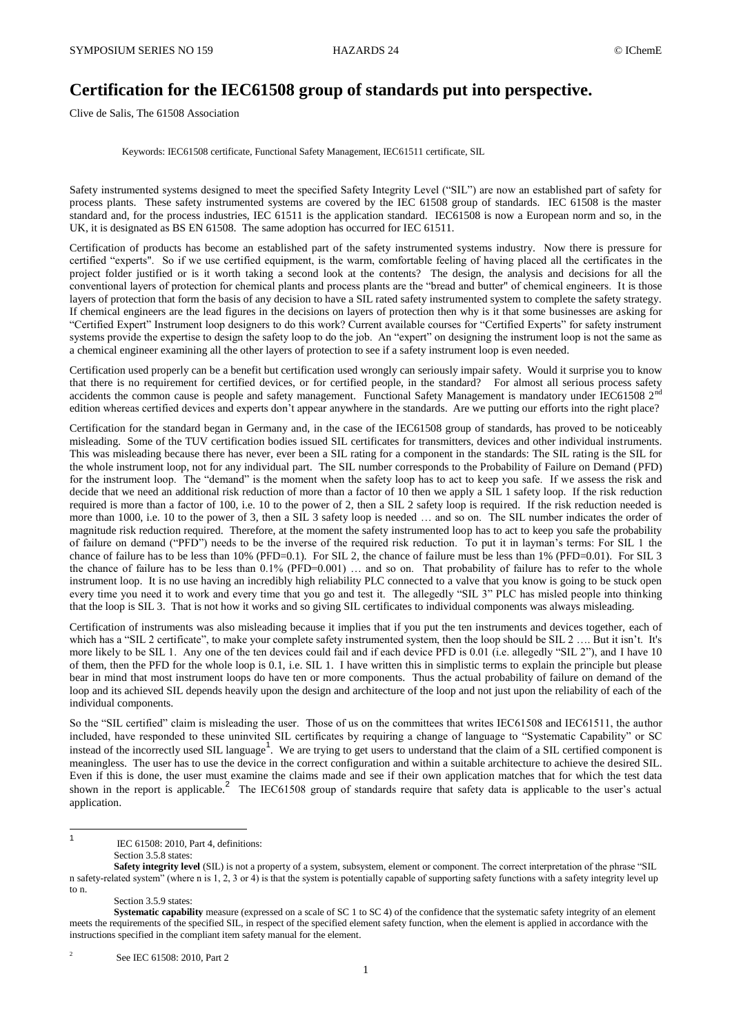# Certification for the IEC61508 group of standards put into perspective.

Clive de Salis, The 61508 Association

Keywords: IEC61508 certificate, Functional Safety Management, IEC61511 certificate, SIL

Safety instrumented systems designed to meet the specified Safety Integrity Level ("SIL") are now an established part of safety for process plants. These safety instrumented systems are covered by the IEC 61508 group of standards. IEC 61508 is the master standard and, for the process industries, IEC 61511 is the application standard. IEC61508 is now a European norm and so, in the UK, it is designated as BS EN 61508. The same adoption has occurred for IEC 61511.

Certification of products has become an established part of the safety instrumented systems industry. Now there is pressure for certified "experts". So if we use certified equipment, is the warm, comfortable feeling of having placed all the certificates in the project folder justified or is it worth taking a second look at the contents? The design, the analysis and decisions for all the conventional layers of protection for chemical plants and process plants are the "bread and butter" of chemical engineers. It is those layers of protection that form the basis of any decision to have a SIL rated safety instrumented system to complete the safety strategy. If chemical engineers are the lead figures in the decisions on layers of protection then why is it that some businesses are asking for "Certified Expert" Instrument loop designers to do this work? Current available courses for "Certified Experts" for safety instrument systems provide the expertise to design the safety loop to do the job. An "expert" on designing the instrument loop is not the same as a chemical engineer examining all the other layers of protection to see if a safety instrument loop is even needed.

Certification used properly can be a benefit but certification used wrongly can seriously impair safety. Would it surprise you to know that there is no requirement for certified devices, or for certified people, in the standard? For almost all serious process safety accidents the common cause is people and safety management. Functional Safety Management is mandatory under IEC61508 2nd edition whereas certified devices and experts don't appear anywhere in the standards. Are we putting our efforts into the right place?

Certification for the standard began in Germany and, in the case of the IEC61508 group of standards, has proved to be noticeably misleading. Some of the TUV certification bodies issued SIL certificates for transmitters, devices and other individual instruments. This was misleading because there has never, ever been a SIL rating for a component in the standards: The SIL rating is the SIL for the whole instrument loop, not for any individual part. The SIL number corresponds to the Probability of Failure on Demand (PFD) for the instrument loop. The "demand" is the moment when the safety loop has to act to keep you safe. If we assess the risk and decide that we need an additional risk reduction of more than a factor of 10 then we apply a SIL 1 safety loop. If the risk reduction required is more than a factor of 100, i.e. 10 to the power of 2, then a SIL 2 safety loop is required. If the risk reduction needed is more than 1000, i.e. 10 to the power of 3, then a SIL 3 safety loop is needed … and so on. The SIL number indicates the order of magnitude risk reduction required. Therefore, at the moment the safety instrumented loop has to act to keep you safe the probability of failure on demand ("PFD") needs to be the inverse of the required risk reduction. To put it in layman's terms: For SIL 1 the chance of failure has to be less than 10% (PFD=0.1). For SIL 2, the chance of failure must be less than 1% (PFD=0.01). For SIL 3 the chance of failure has to be less than 0.1% (PFD=0.001) … and so on. That probability of failure has to refer to the whole instrument loop. It is no use having an incredibly high reliability PLC connected to a valve that you know is going to be stuck open every time you need it to work and every time that you go and test it. The allegedly "SIL 3" PLC has misled people into thinking that the loop is SIL 3. That is not how it works and so giving SIL certificates to individual components was always misleading.

Certification of instruments was also misleading because it implies that if you put the ten instruments and devices together, each of which has a "SIL 2 certificate", to make your complete safety instrumented system, then the loop should be SIL 2 …. But it isn't. It's more likely to be SIL 1. Any one of the ten devices could fail and if each device PFD is 0.01 (i.e. allegedly "SIL 2"), and I have 10 of them, then the PFD for the whole loop is 0.1, i.e. SIL 1. I have written this in simplistic terms to explain the principle but please bear in mind that most instrument loops do have ten or more components. Thus the actual probability of failure on demand of the loop and its achieved SIL depends heavily upon the design and architecture of the loop and not just upon the reliability of each of the individual components.

So the "SIL certified" claim is misleading the user. Those of us on the committees that writes IEC61508 and IEC61511, the author included, have responded to these uninvited SIL certificates by requiring a change of language to "Systematic Capability" or SC instead of the incorrectly used SIL language[1]. We are trying to get users to understand that the claim of a SIL certified component is meaningless. The user has to use the device in the correct configuration and within a suitable architecture to achieve the desired SIL. Even if this is done, the user must examine the claims made and see if their own application matches that for which the test data shown in the report is applicable.[2] The IEC61508 group of standards require that safety data is applicable to the user's actual application.

---

[1] IEC 61508: 2010, Part 4, definitions:

Section 3.5.8 states:

**Safety integrity level** (SIL) is not a property of a system, subsystem, element or component. The correct interpretation of the phrase "SIL n safety-related system" (where n is 1, 2, 3 or 4) is that the system is potentially capable of supporting safety functions with a safety integrity level up to n.

Section 3.5.9 states:

**Systematic capability** measure (expressed on a scale of SC 1 to SC 4) of the confidence that the systematic safety integrity of an element meets the requirements of the specified SIL, in respect of the specified element safety function, when the element is applied in accordance with the instructions specified in the compliant item safety manual for the element.

[2] See IEC 61508: 2010, Part 2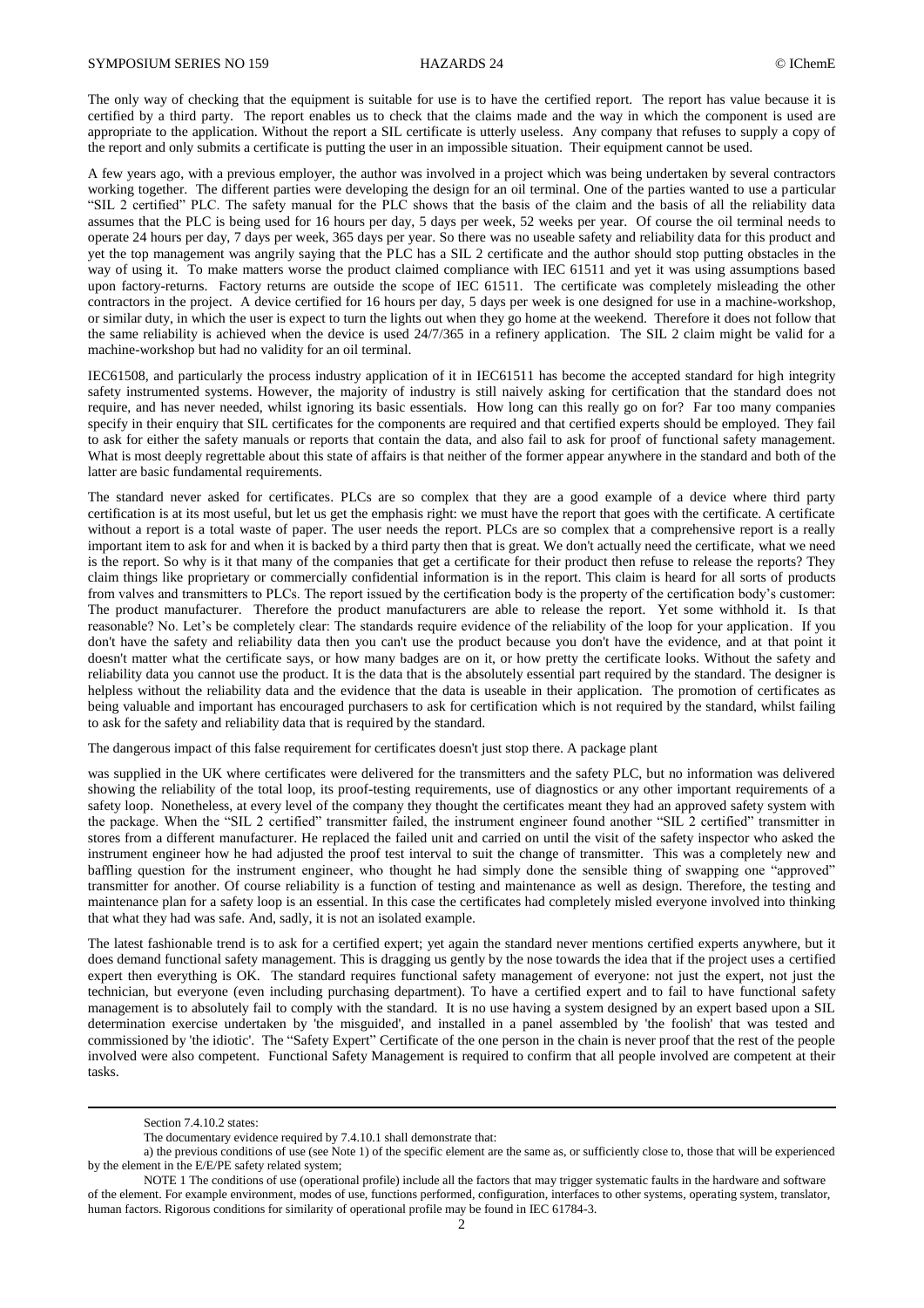The only way of checking that the equipment is suitable for use is to have the certified report. The report has value because it is certified by a third party. The report enables us to check that the claims made and the way in which the component is used are appropriate to the application. Without the report a SIL certificate is utterly useless. Any company that refuses to supply a copy of the report and only submits a certificate is putting the user in an impossible situation. Their equipment cannot be used.

A few years ago, with a previous employer, the author was involved in a project which was being undertaken by several contractors working together. The different parties were developing the design for an oil terminal. One of the parties wanted to use a particular "SIL 2 certified" PLC. The safety manual for the PLC shows that the basis of the claim and the basis of all the reliability data assumes that the PLC is being used for 16 hours per day, 5 days per week, 52 weeks per year. Of course the oil terminal needs to operate 24 hours per day, 7 days per week, 365 days per year. So there was no useable safety and reliability data for this product and yet the top management was angrily saying that the PLC has a SIL 2 certificate and the author should stop putting obstacles in the way of using it. To make matters worse the product claimed compliance with IEC 61511 and yet it was using assumptions based upon factory-returns. Factory returns are outside the scope of IEC 61511. The certificate was completely misleading the other contractors in the project. A device certified for 16 hours per day, 5 days per week is one designed for use in a machine-workshop, or similar duty, in which the user is expect to turn the lights out when they go home at the weekend. Therefore it does not follow that the same reliability is achieved when the device is used 24/7/365 in a refinery application. The SIL 2 claim might be valid for a machine-workshop but had no validity for an oil terminal.

IEC61508, and particularly the process industry application of it in IEC61511 has become the accepted standard for high integrity safety instrumented systems. However, the majority of industry is still naively asking for certification that the standard does not require, and has never needed, whilst ignoring its basic essentials. How long can this really go on for? Far too many companies specify in their enquiry that SIL certificates for the components are required and that certified experts should be employed. They fail to ask for either the safety manuals or reports that contain the data, and also fail to ask for proof of functional safety management. What is most deeply regrettable about this state of affairs is that neither of the former appear anywhere in the standard and both of the latter are basic fundamental requirements.

The standard never asked for certificates. PLCs are so complex that they are a good example of a device where third party certification is at its most useful, but let us get the emphasis right: we must have the report that goes with the certificate. A certificate without a report is a total waste of paper. The user needs the report. PLCs are so complex that a comprehensive report is a really important item to ask for and when it is backed by a third party then that is great. We don't actually need the certificate, what we need is the report. So why is it that many of the companies that get a certificate for their product then refuse to release the reports? They claim things like proprietary or commercially confidential information is in the report. This claim is heard for all sorts of products from valves and transmitters to PLCs. The report issued by the certification body is the property of the certification body's customer: The product manufacturer. Therefore the product manufacturers are able to release the report. Yet some withhold it. Is that reasonable? No. Let's be completely clear: The standards require evidence of the reliability of the loop for your application. If you don't have the safety and reliability data then you can't use the product because you don't have the evidence, and at that point it doesn't matter what the certificate says, or how many badges are on it, or how pretty the certificate looks. Without the safety and reliability data you cannot use the product. It is the data that is the absolutely essential part required by the standard. The designer is helpless without the reliability data and the evidence that the data is useable in their application. The promotion of certificates as being valuable and important has encouraged purchasers to ask for certification which is not required by the standard, whilst failing to ask for the safety and reliability data that is required by the standard.

The dangerous impact of this false requirement for certificates doesn't just stop there. A package plant was supplied in the UK where certificates were delivered for the transmitters and the safety PLC, but no information was delivered showing the reliability of the total loop, its proof-testing requirements, use of diagnostics or any other important requirements of a safety loop. Nonetheless, at every level of the company they thought the certificates meant they had an approved safety system with the package. When the "SIL 2 certified" transmitter failed, the instrument engineer found another "SIL 2 certified" transmitter in stores from a different manufacturer. He replaced the failed unit and carried on until the visit of the safety inspector who asked the instrument engineer how he had adjusted the proof test interval to suit the change of transmitter. This was a completely new and baffling question for the instrument engineer, who thought he had simply done the sensible thing of swapping one "approved" transmitter for another. Of course reliability is a function of testing and maintenance as well as design. Therefore, the testing and maintenance plan for a safety loop is an essential. In this case the certificates had completely misled everyone involved into thinking that what they had was safe. And, sadly, it is not an isolated example.

The latest fashionable trend is to ask for a certified expert; yet again the standard never mentions certified experts anywhere, but it does demand functional safety management. This is dragging us gently by the nose towards the idea that if the project uses a certified expert then everything is OK. The standard requires functional safety management of everyone: not just the expert, not just the technician, but everyone (even including purchasing department). To have a certified expert and to fail to have functional safety management is to absolutely fail to comply with the standard. It is no use having a system designed by an expert based upon a SIL determination exercise undertaken by 'the misguided', and installed in a panel assembled by 'the foolish' that was tested and commissioned by 'the idiotic'. The "Safety Expert" Certificate of the one person in the chain is never proof that the rest of the people involved were also competent. Functional Safety Management is required to confirm that all people involved are competent at their tasks.

---

Section 7.4.10.2 states:

The documentary evidence required by 7.4.10.1 shall demonstrate that:

a) the previous conditions of use (see Note 1) of the specific element are the same as, or sufficiently close to, those that will be experienced by the element in the E/E/PE safety related system;

NOTE 1 The conditions of use (operational profile) include all the factors that may trigger systematic faults in the hardware and software of the element. For example environment, modes of use, functions performed, configuration, interfaces to other systems, operating system, translator, human factors. Rigorous conditions for similarity of operational profile may be found in IEC 61784-3.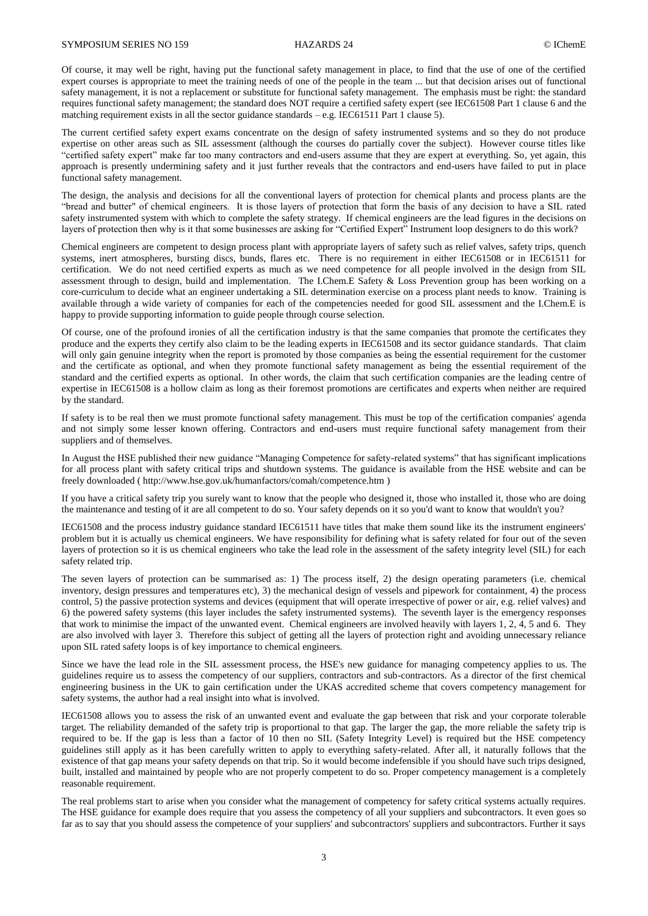Of course, it may well be right, having put the functional safety management in place, to find that the use of one of the certified expert courses is appropriate to meet the training needs of one of the people in the team ... but that decision arises out of functional safety management, it is not a replacement or substitute for functional safety management. The emphasis must be right: the standard requires functional safety management; the standard does NOT require a certified safety expert (see IEC61508 Part 1 clause 6 and the matching requirement exists in all the sector guidance standards – e.g. IEC61511 Part 1 clause 5).

The current certified safety expert exams concentrate on the design of safety instrumented systems and so they do not produce expertise on other areas such as SIL assessment (although the courses do partially cover the subject). However course titles like "certified safety expert" make far too many contractors and end-users assume that they are expert at everything. So, yet again, this approach is presently undermining safety and it just further reveals that the contractors and end-users have failed to put in place functional safety management.

The design, the analysis and decisions for all the conventional layers of protection for chemical plants and process plants are the "bread and butter" of chemical engineers. It is those layers of protection that form the basis of any decision to have a SIL rated safety instrumented system with which to complete the safety strategy. If chemical engineers are the lead figures in the decisions on layers of protection then why is it that some businesses are asking for "Certified Expert" Instrument loop designers to do this work?

Chemical engineers are competent to design process plant with appropriate layers of safety such as relief valves, safety trips, quench systems, inert atmospheres, bursting discs, bunds, flares etc. There is no requirement in either IEC61508 or in IEC61511 for certification. We do not need certified experts as much as we need competence for all people involved in the design from SIL assessment through to design, build and implementation. The I.Chem.E Safety & Loss Prevention group has been working on a core-curriculum to decide what an engineer undertaking a SIL determination exercise on a process plant needs to know. Training is available through a wide variety of companies for each of the competencies needed for good SIL assessment and the I.Chem.E is happy to provide supporting information to guide people through course selection.

Of course, one of the profound ironies of all the certification industry is that the same companies that promote the certificates they produce and the experts they certify also claim to be the leading experts in IEC61508 and its sector guidance standards. That claim will only gain genuine integrity when the report is promoted by those companies as being the essential requirement for the customer and the certificate as optional, and when they promote functional safety management as being the essential requirement of the standard and the certified experts as optional. In other words, the claim that such certification companies are the leading centre of expertise in IEC61508 is a hollow claim as long as their foremost promotions are certificates and experts when neither are required by the standard.

If safety is to be real then we must promote functional safety management. This must be top of the certification companies' agenda and not simply some lesser known offering. Contractors and end-users must require functional safety management from their suppliers and of themselves.

In August the HSE published their new guidance "Managing Competence for safety-related systems" that has significant implications for all process plant with safety critical trips and shutdown systems. The guidance is available from the HSE website and can be freely downloaded ( http://www.hse.gov.uk/humanfactors/comah/competence.htm )

If you have a critical safety trip you surely want to know that the people who designed it, those who installed it, those who are doing the maintenance and testing of it are all competent to do so. Your safety depends on it so you'd want to know that wouldn't you?

IEC61508 and the process industry guidance standard IEC61511 have titles that make them sound like its the instrument engineers' problem but it is actually us chemical engineers. We have responsibility for defining what is safety related for four out of the seven layers of protection so it is us chemical engineers who take the lead role in the assessment of the safety integrity level (SIL) for each safety related trip.

The seven layers of protection can be summarised as: 1) The process itself, 2) the design operating parameters (i.e. chemical inventory, design pressures and temperatures etc), 3) the mechanical design of vessels and pipework for containment, 4) the process control, 5) the passive protection systems and devices (equipment that will operate irrespective of power or air, e.g. relief valves) and 6) the powered safety systems (this layer includes the safety instrumented systems). The seventh layer is the emergency responses that work to minimise the impact of the unwanted event. Chemical engineers are involved heavily with layers 1, 2, 4, 5 and 6. They are also involved with layer 3. Therefore this subject of getting all the layers of protection right and avoiding unnecessary reliance upon SIL rated safety loops is of key importance to chemical engineers.

Since we have the lead role in the SIL assessment process, the HSE's new guidance for managing competency applies to us. The guidelines require us to assess the competency of our suppliers, contractors and sub-contractors. As a director of the first chemical engineering business in the UK to gain certification under the UKAS accredited scheme that covers competency management for safety systems, the author had a real insight into what is involved.

IEC61508 allows you to assess the risk of an unwanted event and evaluate the gap between that risk and your corporate tolerable target. The reliability demanded of the safety trip is proportional to that gap. The larger the gap, the more reliable the safety trip is required to be. If the gap is less than a factor of 10 then no SIL (Safety Integrity Level) is required but the HSE competency guidelines still apply as it has been carefully written to apply to everything safety-related. After all, it naturally follows that the existence of that gap means your safety depends on that trip. So it would become indefensible if you should have such trips designed, built, installed and maintained by people who are not properly competent to do so. Proper competency management is a completely reasonable requirement.

The real problems start to arise when you consider what the management of competency for safety critical systems actually requires. The HSE guidance for example does require that you assess the competency of all your suppliers and subcontractors. It even goes so far as to say that you should assess the competence of your suppliers' and subcontractors' suppliers and subcontractors. Further it says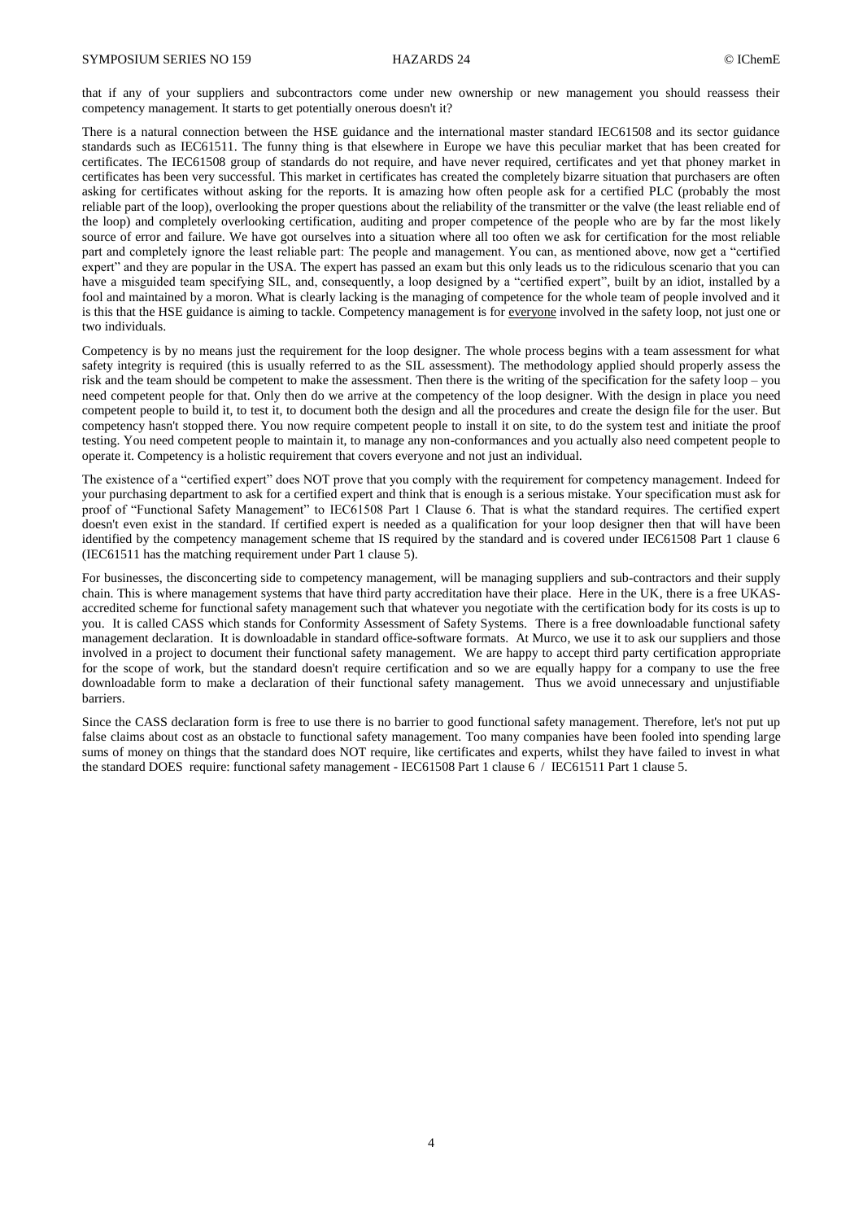that if any of your suppliers and subcontractors come under new ownership or new management you should reassess their competency management. It starts to get potentially onerous doesn't it?

There is a natural connection between the HSE guidance and the international master standard IEC61508 and its sector guidance standards such as IEC61511. The funny thing is that elsewhere in Europe we have this peculiar market that has been created for certificates. The IEC61508 group of standards do not require, and have never required, certificates and yet that phoney market in certificates has been very successful. This market in certificates has created the completely bizarre situation that purchasers are often asking for certificates without asking for the reports. It is amazing how often people ask for a certified PLC (probably the most reliable part of the loop), overlooking the proper questions about the reliability of the transmitter or the valve (the least reliable end of the loop) and completely overlooking certification, auditing and proper competence of the people who are by far the most likely source of error and failure. We have got ourselves into a situation where all too often we ask for certification for the most reliable part and completely ignore the least reliable part: The people and management. You can, as mentioned above, now get a "certified expert" and they are popular in the USA. The expert has passed an exam but this only leads us to the ridiculous scenario that you can have a misguided team specifying SIL, and, consequently, a loop designed by a "certified expert", built by an idiot, installed by a fool and maintained by a moron. What is clearly lacking is the managing of competence for the whole team of people involved and it is this that the HSE guidance is aiming to tackle. Competency management is for <u>everyone</u> involved in the safety loop, not just one or two individuals.

Competency is by no means just the requirement for the loop designer. The whole process begins with a team assessment for what safety integrity is required (this is usually referred to as the SIL assessment). The methodology applied should properly assess the risk and the team should be competent to make the assessment. Then there is the writing of the specification for the safety loop – you need competent people for that. Only then do we arrive at the competency of the loop designer. With the design in place you need competent people to build it, to test it, to document both the design and all the procedures and create the design file for the user. But competency hasn't stopped there. You now require competent people to install it on site, to do the system test and initiate the proof testing. You need competent people to maintain it, to manage any non-conformances and you actually also need competent people to operate it. Competency is a holistic requirement that covers everyone and not just an individual.

The existence of a "certified expert" does NOT prove that you comply with the requirement for competency management. Indeed for your purchasing department to ask for a certified expert and think that is enough is a serious mistake. Your specification must ask for proof of "Functional Safety Management" to IEC61508 Part 1 Clause 6. That is what the standard requires. The certified expert doesn't even exist in the standard. If certified expert is needed as a qualification for your loop designer then that will have been identified by the competency management scheme that IS required by the standard and is covered under IEC61508 Part 1 clause 6 (IEC61511 has the matching requirement under Part 1 clause 5).

For businesses, the disconcerting side to competency management, will be managing suppliers and sub-contractors and their supply chain. This is where management systems that have third party accreditation have their place. Here in the UK, there is a free UKAS-accredited scheme for functional safety management such that whatever you negotiate with the certification body for its costs is up to you. It is called CASS which stands for Conformity Assessment of Safety Systems. There is a free downloadable functional safety management declaration. It is downloadable in standard office-software formats. At Murco, we use it to ask our suppliers and those involved in a project to document their functional safety management. We are happy to accept third party certification appropriate for the scope of work, but the standard doesn't require certification and so we are equally happy for a company to use the free downloadable form to make a declaration of their functional safety management. Thus we avoid unnecessary and unjustifiable barriers.

Since the CASS declaration form is free to use there is no barrier to good functional safety management. Therefore, let's not put up false claims about cost as an obstacle to functional safety management. Too many companies have been fooled into spending large sums of money on things that the standard does NOT require, like certificates and experts, whilst they have failed to invest in what the standard DOES require: functional safety management - IEC61508 Part 1 clause 6 / IEC61511 Part 1 clause 5.